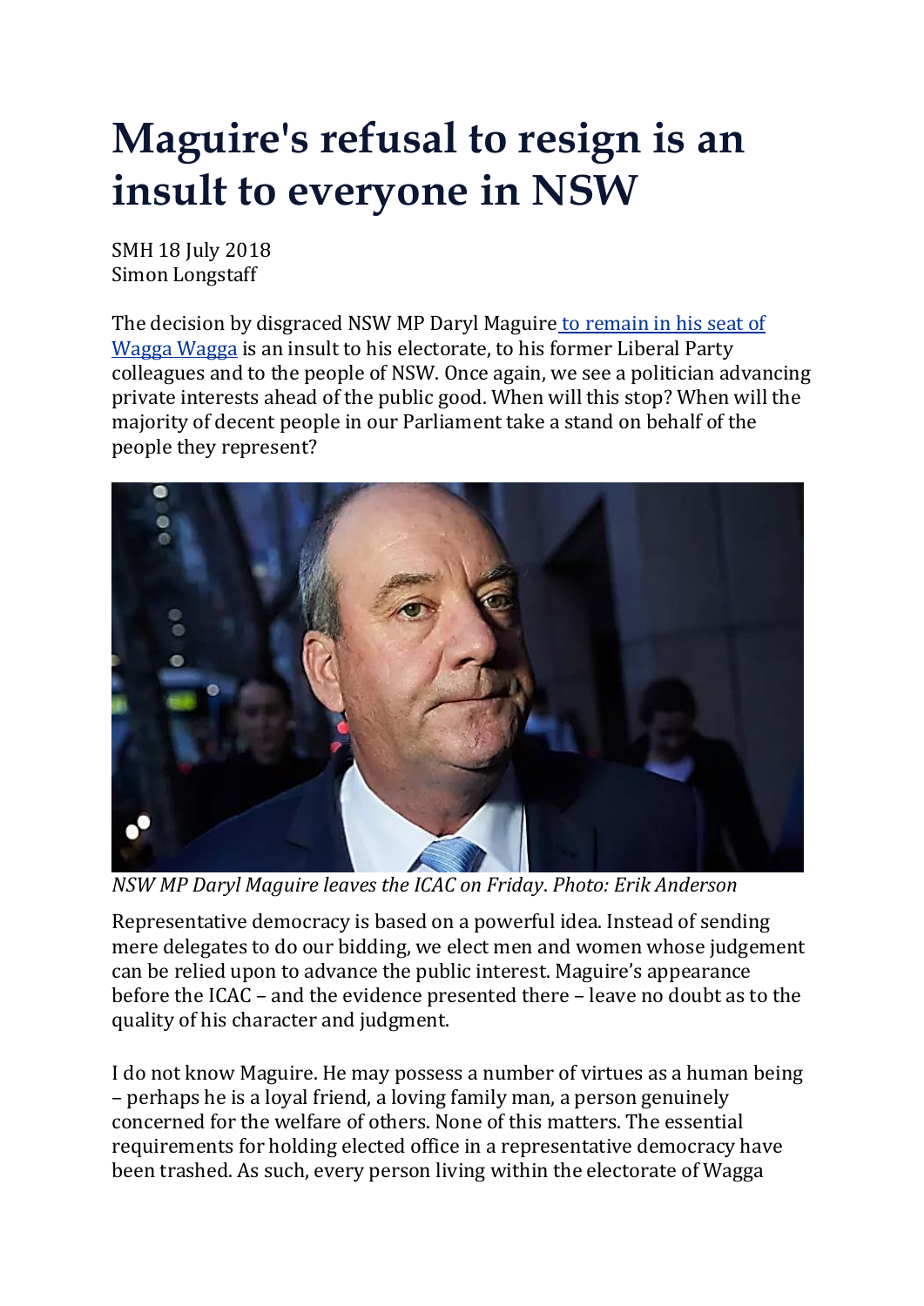# Maguire's refusal to resign is an insult to everyone in NSW

SMH 18 July 2018
Simon Longstaff

The decision by disgraced NSW MP Daryl Maguire [to remain in his seat of Wagga Wagga] is an insult to his electorate, to his former Liberal Party colleagues and to the people of NSW. Once again, we see a politician advancing private interests ahead of the public good. When will this stop? When will the majority of decent people in our Parliament take a stand on behalf of the people they represent?

*NSW MP Daryl Maguire leaves the ICAC on Friday. Photo: Erik Anderson*

Representative democracy is based on a powerful idea. Instead of sending mere delegates to do our bidding, we elect men and women whose judgement can be relied upon to advance the public interest. Maguire's appearance before the ICAC – and the evidence presented there – leave no doubt as to the quality of his character and judgment.

I do not know Maguire. He may possess a number of virtues as a human being – perhaps he is a loyal friend, a loving family man, a person genuinely concerned for the welfare of others. None of this matters. The essential requirements for holding elected office in a representative democracy have been trashed. As such, every person living within the electorate of Wagga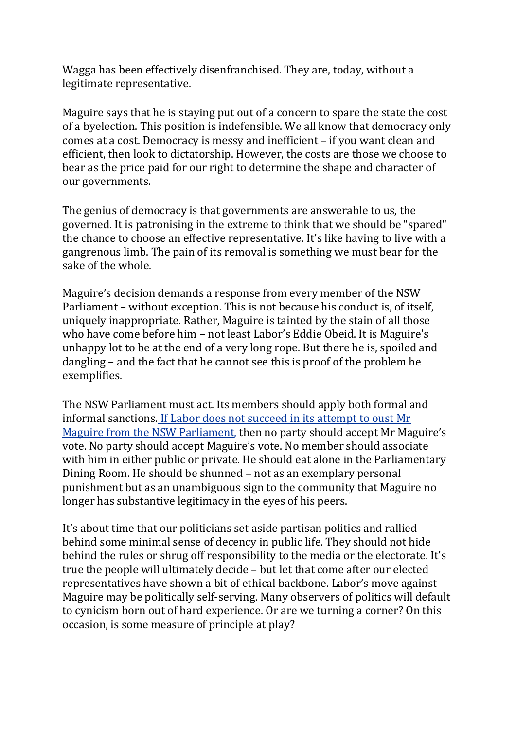Wagga has been effectively disenfranchised. They are, today, without a legitimate representative.

Maguire says that he is staying put out of a concern to spare the state the cost of a byelection. This position is indefensible. We all know that democracy only comes at a cost. Democracy is messy and inefficient – if you want clean and efficient, then look to dictatorship. However, the costs are those we choose to bear as the price paid for our right to determine the shape and character of our governments.

The genius of democracy is that governments are answerable to us, the governed. It is patronising in the extreme to think that we should be "spared" the chance to choose an effective representative. It's like having to live with a gangrenous limb. The pain of its removal is something we must bear for the sake of the whole.

Maguire's decision demands a response from every member of the NSW Parliament – without exception. This is not because his conduct is, of itself, uniquely inappropriate. Rather, Maguire is tainted by the stain of all those who have come before him – not least Labor's Eddie Obeid. It is Maguire's unhappy lot to be at the end of a very long rope. But there he is, spoiled and dangling – and the fact that he cannot see this is proof of the problem he exemplifies.

The NSW Parliament must act. Its members should apply both formal and informal sanctions. If Labor does not succeed in its attempt to oust Mr Maguire from the NSW Parliament, then no party should accept Mr Maguire's vote. No party should accept Maguire's vote. No member should associate with him in either public or private. He should eat alone in the Parliamentary Dining Room. He should be shunned – not as an exemplary personal punishment but as an unambiguous sign to the community that Maguire no longer has substantive legitimacy in the eyes of his peers.

It's about time that our politicians set aside partisan politics and rallied behind some minimal sense of decency in public life. They should not hide behind the rules or shrug off responsibility to the media or the electorate. It's true the people will ultimately decide – but let that come after our elected representatives have shown a bit of ethical backbone. Labor's move against Maguire may be politically self-serving. Many observers of politics will default to cynicism born out of hard experience. Or are we turning a corner? On this occasion, is some measure of principle at play?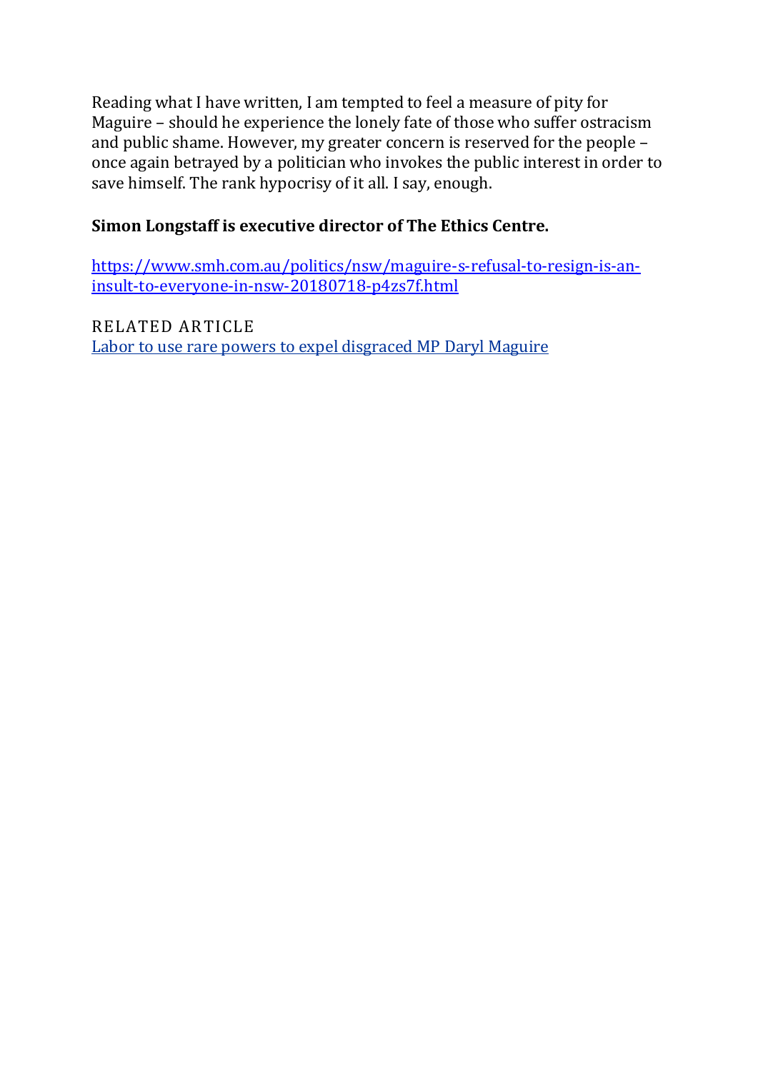Reading what I have written, I am tempted to feel a measure of pity for Maguire – should he experience the lonely fate of those who suffer ostracism and public shame. However, my greater concern is reserved for the people – once again betrayed by a politician who invokes the public interest in order to save himself. The rank hypocrisy of it all. I say, enough.

**Simon Longstaff is executive director of The Ethics Centre.**

https://www.smh.com.au/politics/nsw/maguire-s-refusal-to-resign-is-an-insult-to-everyone-in-nsw-20180718-p4zs7f.html

RELATED ARTICLE
Labor to use rare powers to expel disgraced MP Daryl Maguire